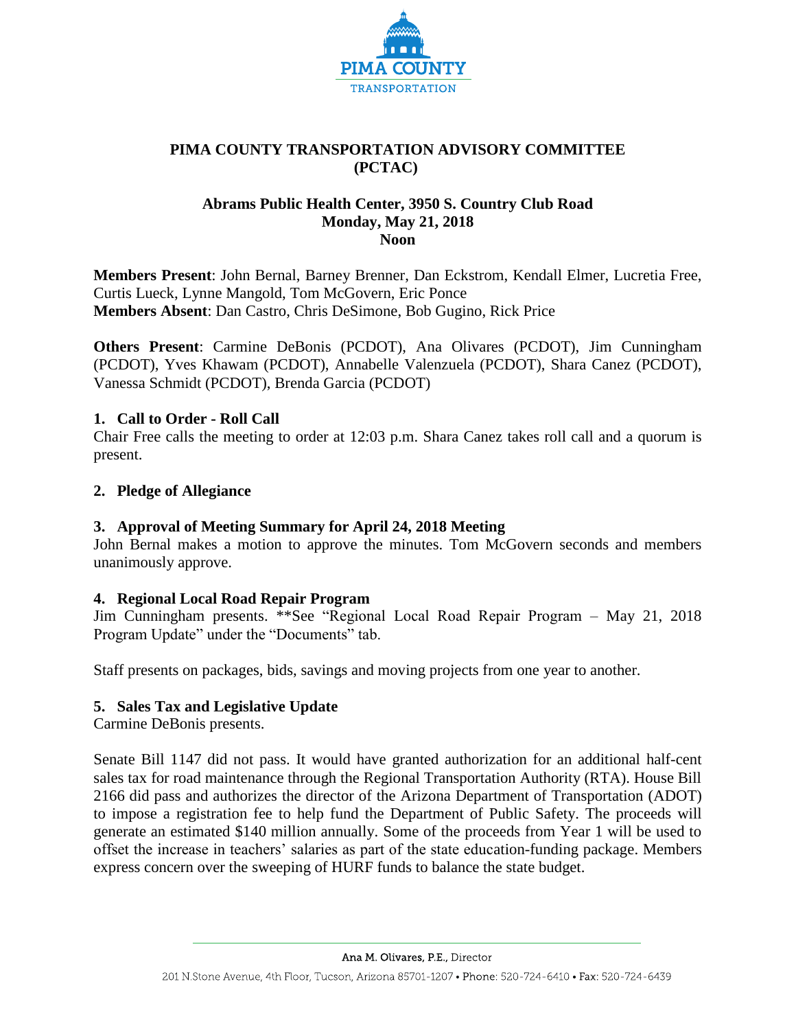# PIMA COUNTY TRANSPORTATION ADVISORY COMMITTEE (PCTAC)

### Abrams Public Health Center, 3950 S. Country Club Road
### Monday, May 21, 2018
### Noon

**Members Present**: John Bernal, Barney Brenner, Dan Eckstrom, Kendall Elmer, Lucretia Free, Curtis Lueck, Lynne Mangold, Tom McGovern, Eric Ponce
**Members Absent**: Dan Castro, Chris DeSimone, Bob Gugino, Rick Price

**Others Present**: Carmine DeBonis (PCDOT), Ana Olivares (PCDOT), Jim Cunningham (PCDOT), Yves Khawam (PCDOT), Annabelle Valenzuela (PCDOT), Shara Canez (PCDOT), Vanessa Schmidt (PCDOT), Brenda Garcia (PCDOT)

## 1. Call to Order - Roll Call

Chair Free calls the meeting to order at 12:03 p.m. Shara Canez takes roll call and a quorum is present.

## 2. Pledge of Allegiance

## 3. Approval of Meeting Summary for April 24, 2018 Meeting

John Bernal makes a motion to approve the minutes. Tom McGovern seconds and members unanimously approve.

## 4. Regional Local Road Repair Program

Jim Cunningham presents. **See "Regional Local Road Repair Program – May 21, 2018 Program Update" under the "Documents" tab.

Staff presents on packages, bids, savings and moving projects from one year to another.

## 5. Sales Tax and Legislative Update

Carmine DeBonis presents.

Senate Bill 1147 did not pass. It would have granted authorization for an additional half-cent sales tax for road maintenance through the Regional Transportation Authority (RTA). House Bill 2166 did pass and authorizes the director of the Arizona Department of Transportation (ADOT) to impose a registration fee to help fund the Department of Public Safety. The proceeds will generate an estimated $140 million annually. Some of the proceeds from Year 1 will be used to offset the increase in teachers' salaries as part of the state education-funding package. Members express concern over the sweeping of HURF funds to balance the state budget.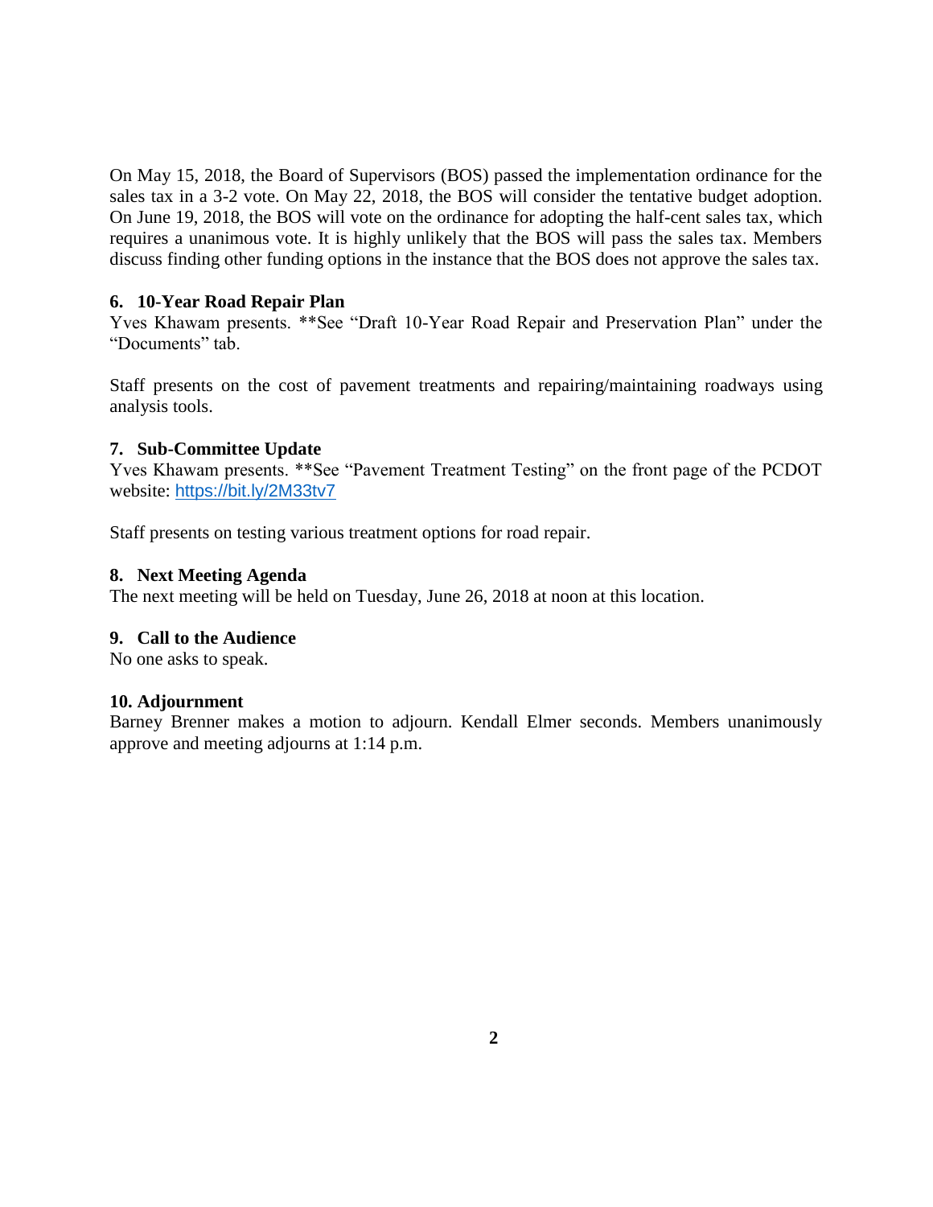On May 15, 2018, the Board of Supervisors (BOS) passed the implementation ordinance for the sales tax in a 3-2 vote. On May 22, 2018, the BOS will consider the tentative budget adoption. On June 19, 2018, the BOS will vote on the ordinance for adopting the half-cent sales tax, which requires a unanimous vote. It is highly unlikely that the BOS will pass the sales tax. Members discuss finding other funding options in the instance that the BOS does not approve the sales tax.

### 6. 10-Year Road Repair Plan

Yves Khawam presents. **See "Draft 10-Year Road Repair and Preservation Plan" under the "Documents" tab.

Staff presents on the cost of pavement treatments and repairing/maintaining roadways using analysis tools.

### 7. Sub-Committee Update

Yves Khawam presents. **See "Pavement Treatment Testing" on the front page of the PCDOT website: https://bit.ly/2M33tv7

Staff presents on testing various treatment options for road repair.

### 8. Next Meeting Agenda

The next meeting will be held on Tuesday, June 26, 2018 at noon at this location.

### 9. Call to the Audience

No one asks to speak.

### 10. Adjournment

Barney Brenner makes a motion to adjourn. Kendall Elmer seconds. Members unanimously approve and meeting adjourns at 1:14 p.m.